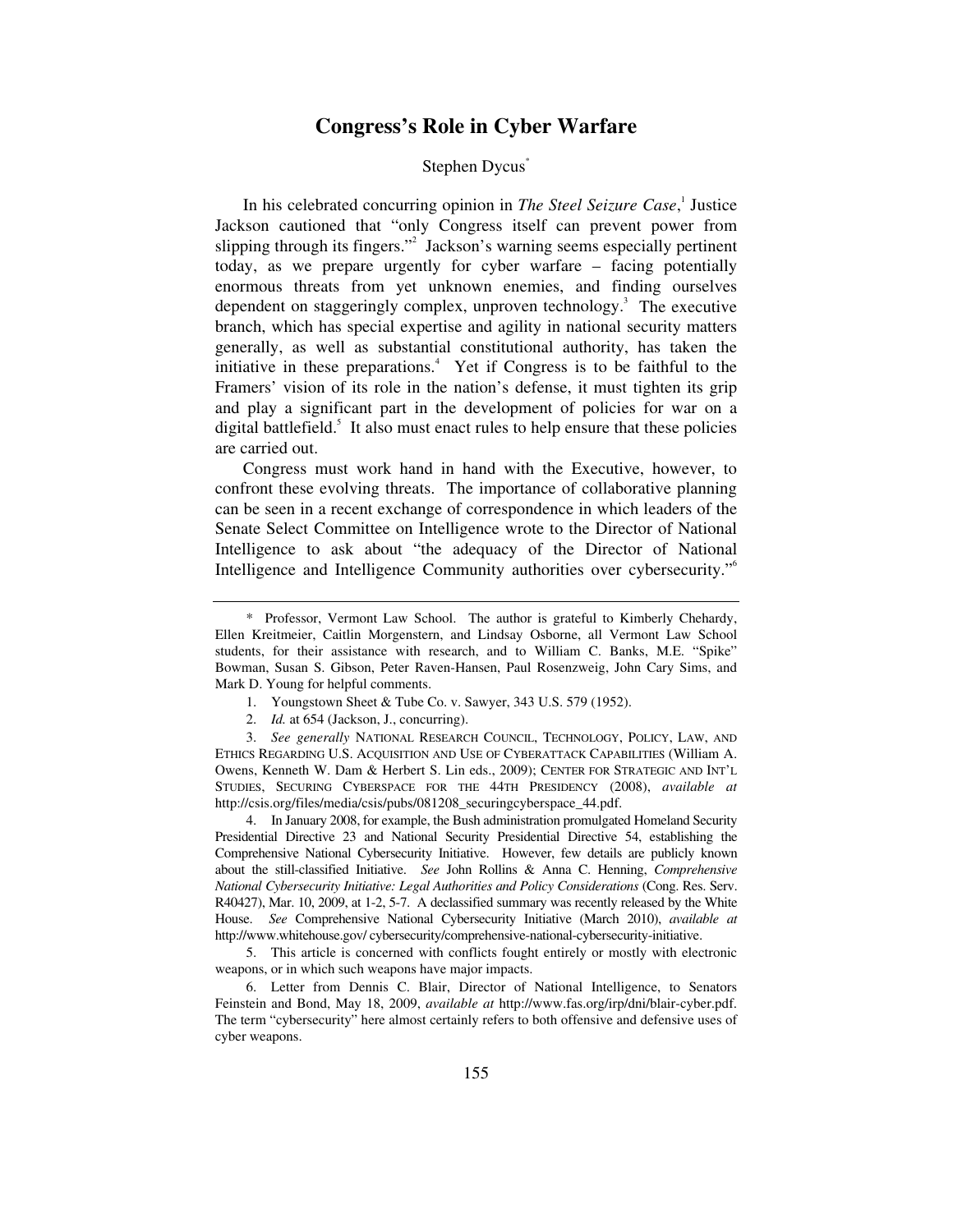# Congress's Role in Cyber Warfare

Stephen Dycus[*]

In his celebrated concurring opinion in *The Steel Seizure Case*,[1] Justice Jackson cautioned that "only Congress itself can prevent power from slipping through its fingers."[2] Jackson's warning seems especially pertinent today, as we prepare urgently for cyber warfare – facing potentially enormous threats from yet unknown enemies, and finding ourselves dependent on staggeringly complex, unproven technology.[3] The executive branch, which has special expertise and agility in national security matters generally, as well as substantial constitutional authority, has taken the initiative in these preparations.[4] Yet if Congress is to be faithful to the Framers' vision of its role in the nation's defense, it must tighten its grip and play a significant part in the development of policies for war on a digital battlefield.[5] It also must enact rules to help ensure that these policies are carried out.

Congress must work hand in hand with the Executive, however, to confront these evolving threats. The importance of collaborative planning can be seen in a recent exchange of correspondence in which leaders of the Senate Select Committee on Intelligence wrote to the Director of National Intelligence to ask about "the adequacy of the Director of National Intelligence and Intelligence Community authorities over cybersecurity."[6]

---

\* Professor, Vermont Law School. The author is grateful to Kimberly Chehardy, Ellen Kreitmeier, Caitlin Morgenstern, and Lindsay Osborne, all Vermont Law School students, for their assistance with research, and to William C. Banks, M.E. "Spike" Bowman, Susan S. Gibson, Peter Raven-Hansen, Paul Rosenzweig, John Cary Sims, and Mark D. Young for helpful comments.

1. Youngstown Sheet & Tube Co. v. Sawyer, 343 U.S. 579 (1952).

2. *Id.* at 654 (Jackson, J., concurring).

3. *See generally* NATIONAL RESEARCH COUNCIL, TECHNOLOGY, POLICY, LAW, AND ETHICS REGARDING U.S. ACQUISITION AND USE OF CYBERATTACK CAPABILITIES (William A. Owens, Kenneth W. Dam & Herbert S. Lin eds., 2009); CENTER FOR STRATEGIC AND INT'L STUDIES, SECURING CYBERSPACE FOR THE 44TH PRESIDENCY (2008), *available at* http://csis.org/files/media/csis/pubs/081208_securingcyberspace_44.pdf.

4. In January 2008, for example, the Bush administration promulgated Homeland Security Presidential Directive 23 and National Security Presidential Directive 54, establishing the Comprehensive National Cybersecurity Initiative. However, few details are publicly known about the still-classified Initiative. *See* John Rollins & Anna C. Henning, *Comprehensive National Cybersecurity Initiative: Legal Authorities and Policy Considerations* (Cong. Res. Serv. R40427), Mar. 10, 2009, at 1-2, 5-7. A declassified summary was recently released by the White House. *See* Comprehensive National Cybersecurity Initiative (March 2010), *available at* http://www.whitehouse.gov/ cybersecurity/comprehensive-national-cybersecurity-initiative.

5. This article is concerned with conflicts fought entirely or mostly with electronic weapons, or in which such weapons have major impacts.

6. Letter from Dennis C. Blair, Director of National Intelligence, to Senators Feinstein and Bond, May 18, 2009, *available at* http://www.fas.org/irp/dni/blair-cyber.pdf. The term "cybersecurity" here almost certainly refers to both offensive and defensive uses of cyber weapons.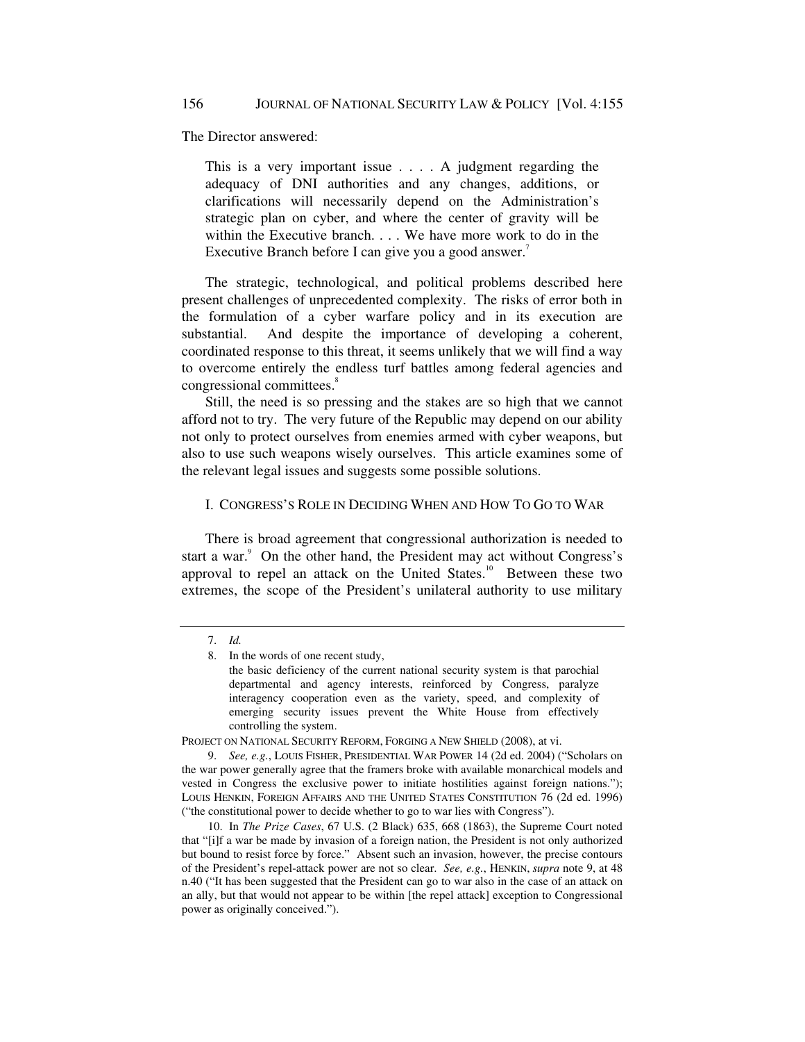The Director answered:

> This is a very important issue . . . . A judgment regarding the adequacy of DNI authorities and any changes, additions, or clarifications will necessarily depend on the Administration's strategic plan on cyber, and where the center of gravity will be within the Executive branch. . . . We have more work to do in the Executive Branch before I can give you a good answer.[7]

The strategic, technological, and political problems described here present challenges of unprecedented complexity. The risks of error both in the formulation of a cyber warfare policy and in its execution are substantial. And despite the importance of developing a coherent, coordinated response to this threat, it seems unlikely that we will find a way to overcome entirely the endless turf battles among federal agencies and congressional committees.[8]

Still, the need is so pressing and the stakes are so high that we cannot afford not to try. The very future of the Republic may depend on our ability not only to protect ourselves from enemies armed with cyber weapons, but also to use such weapons wisely ourselves. This article examines some of the relevant legal issues and suggests some possible solutions.

## I. CONGRESS'S ROLE IN DECIDING WHEN AND HOW TO GO TO WAR

There is broad agreement that congressional authorization is needed to start a war.[9] On the other hand, the President may act without Congress's approval to repel an attack on the United States.[10] Between these two extremes, the scope of the President's unilateral authority to use military

---

7. *Id.*

8. In the words of one recent study,

> the basic deficiency of the current national security system is that parochial departmental and agency interests, reinforced by Congress, paralyze interagency cooperation even as the variety, speed, and complexity of emerging security issues prevent the White House from effectively controlling the system.

PROJECT ON NATIONAL SECURITY REFORM, FORGING A NEW SHIELD (2008), at vi.

9. *See, e.g.*, LOUIS FISHER, PRESIDENTIAL WAR POWER 14 (2d ed. 2004) ("Scholars on the war power generally agree that the framers broke with available monarchical models and vested in Congress the exclusive power to initiate hostilities against foreign nations."); LOUIS HENKIN, FOREIGN AFFAIRS AND THE UNITED STATES CONSTITUTION 76 (2d ed. 1996) ("the constitutional power to decide whether to go to war lies with Congress").

10. In *The Prize Cases*, 67 U.S. (2 Black) 635, 668 (1863), the Supreme Court noted that "[i]f a war be made by invasion of a foreign nation, the President is not only authorized but bound to resist force by force." Absent such an invasion, however, the precise contours of the President's repel-attack power are not so clear. *See, e.g.*, HENKIN, *supra* note 9, at 48 n.40 ("It has been suggested that the President can go to war also in the case of an attack on an ally, but that would not appear to be within [the repel attack] exception to Congressional power as originally conceived.").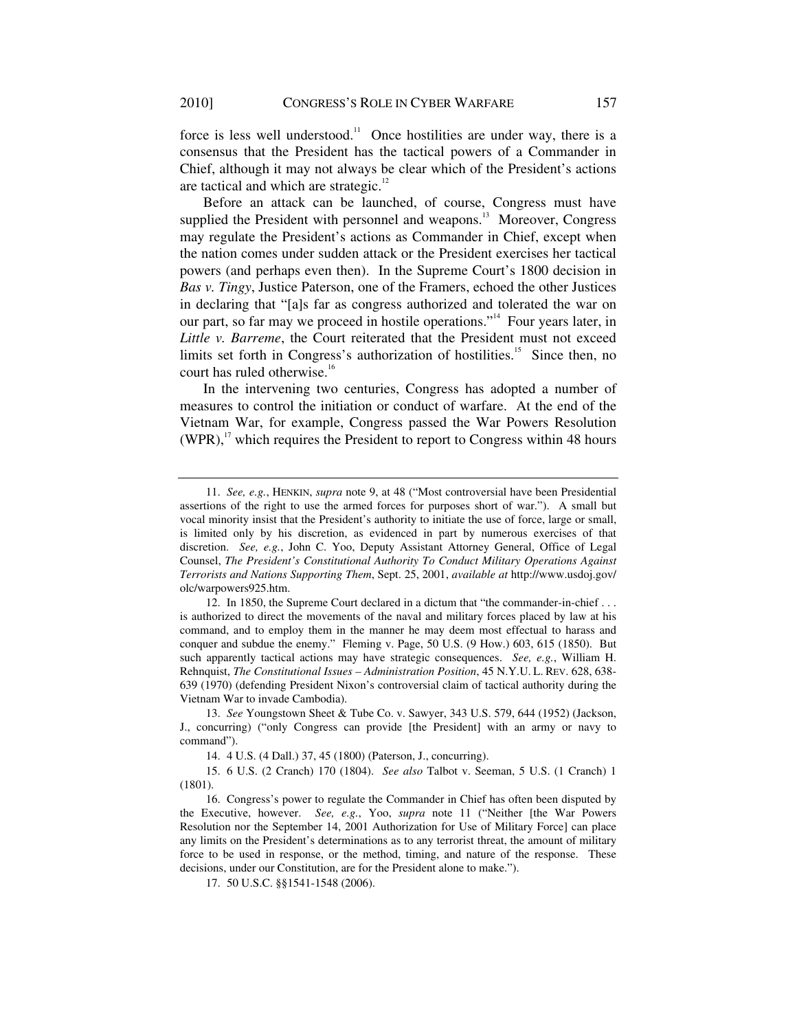force is less well understood.[11] Once hostilities are under way, there is a consensus that the President has the tactical powers of a Commander in Chief, although it may not always be clear which of the President's actions are tactical and which are strategic.[12]

Before an attack can be launched, of course, Congress must have supplied the President with personnel and weapons.[13] Moreover, Congress may regulate the President's actions as Commander in Chief, except when the nation comes under sudden attack or the President exercises her tactical powers (and perhaps even then). In the Supreme Court's 1800 decision in *Bas v. Tingy*, Justice Paterson, one of the Framers, echoed the other Justices in declaring that "[a]s far as congress authorized and tolerated the war on our part, so far may we proceed in hostile operations."[14] Four years later, in *Little v. Barreme*, the Court reiterated that the President must not exceed limits set forth in Congress's authorization of hostilities.[15] Since then, no court has ruled otherwise.[16]

In the intervening two centuries, Congress has adopted a number of measures to control the initiation or conduct of warfare. At the end of the Vietnam War, for example, Congress passed the War Powers Resolution (WPR),[17] which requires the President to report to Congress within 48 hours

---

11. *See, e.g.*, HENKIN, *supra* note 9, at 48 ("Most controversial have been Presidential assertions of the right to use the armed forces for purposes short of war."). A small but vocal minority insist that the President's authority to initiate the use of force, large or small, is limited only by his discretion, as evidenced in part by numerous exercises of that discretion. *See, e.g.*, John C. Yoo, Deputy Assistant Attorney General, Office of Legal Counsel, *The President's Constitutional Authority To Conduct Military Operations Against Terrorists and Nations Supporting Them*, Sept. 25, 2001, *available at* http://www.usdoj.gov/olc/warpowers925.htm.

12. In 1850, the Supreme Court declared in a dictum that "the commander-in-chief . . . is authorized to direct the movements of the naval and military forces placed by law at his command, and to employ them in the manner he may deem most effectual to harass and conquer and subdue the enemy." Fleming v. Page, 50 U.S. (9 How.) 603, 615 (1850). But such apparently tactical actions may have strategic consequences. *See, e.g.*, William H. Rehnquist, *The Constitutional Issues – Administration Position*, 45 N.Y.U. L. REV. 628, 638-639 (1970) (defending President Nixon's controversial claim of tactical authority during the Vietnam War to invade Cambodia).

13. *See* Youngstown Sheet & Tube Co. v. Sawyer, 343 U.S. 579, 644 (1952) (Jackson, J., concurring) ("only Congress can provide [the President] with an army or navy to command").

14. 4 U.S. (4 Dall.) 37, 45 (1800) (Paterson, J., concurring).

15. 6 U.S. (2 Cranch) 170 (1804). *See also* Talbot v. Seeman, 5 U.S. (1 Cranch) 1 (1801).

16. Congress's power to regulate the Commander in Chief has often been disputed by the Executive, however. *See, e.g.*, Yoo, *supra* note 11 ("Neither [the War Powers Resolution nor the September 14, 2001 Authorization for Use of Military Force] can place any limits on the President's determinations as to any terrorist threat, the amount of military force to be used in response, or the method, timing, and nature of the response. These decisions, under our Constitution, are for the President alone to make.").

17. 50 U.S.C. §§1541-1548 (2006).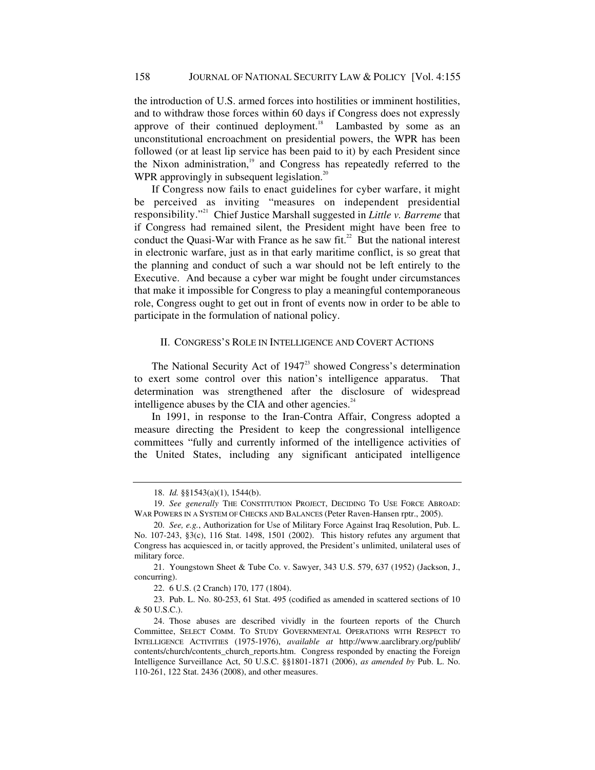the introduction of U.S. armed forces into hostilities or imminent hostilities, and to withdraw those forces within 60 days if Congress does not expressly approve of their continued deployment.[18] Lambasted by some as an unconstitutional encroachment on presidential powers, the WPR has been followed (or at least lip service has been paid to it) by each President since the Nixon administration,[19] and Congress has repeatedly referred to the WPR approvingly in subsequent legislation.[20]

If Congress now fails to enact guidelines for cyber warfare, it might be perceived as inviting "measures on independent presidential responsibility."[21] Chief Justice Marshall suggested in *Little v. Barreme* that if Congress had remained silent, the President might have been free to conduct the Quasi-War with France as he saw fit.[22] But the national interest in electronic warfare, just as in that early maritime conflict, is so great that the planning and conduct of such a war should not be left entirely to the Executive. And because a cyber war might be fought under circumstances that make it impossible for Congress to play a meaningful contemporaneous role, Congress ought to get out in front of events now in order to be able to participate in the formulation of national policy.

## II. CONGRESS'S ROLE IN INTELLIGENCE AND COVERT ACTIONS

The National Security Act of 1947[23] showed Congress's determination to exert some control over this nation's intelligence apparatus. That determination was strengthened after the disclosure of widespread intelligence abuses by the CIA and other agencies.[24]

In 1991, in response to the Iran-Contra Affair, Congress adopted a measure directing the President to keep the congressional intelligence committees "fully and currently informed of the intelligence activities of the United States, including any significant anticipated intelligence

---

18. *Id.* §§1543(a)(1), 1544(b).

19. *See generally* THE CONSTITUTION PROJECT, DECIDING TO USE FORCE ABROAD: WAR POWERS IN A SYSTEM OF CHECKS AND BALANCES (Peter Raven-Hansen rptr., 2005).

20. *See, e.g.*, Authorization for Use of Military Force Against Iraq Resolution, Pub. L. No. 107-243, §3(c), 116 Stat. 1498, 1501 (2002). This history refutes any argument that Congress has acquiesced in, or tacitly approved, the President's unlimited, unilateral uses of military force.

21. Youngstown Sheet & Tube Co. v. Sawyer, 343 U.S. 579, 637 (1952) (Jackson, J., concurring).

22. 6 U.S. (2 Cranch) 170, 177 (1804).

23. Pub. L. No. 80-253, 61 Stat. 495 (codified as amended in scattered sections of 10 & 50 U.S.C.).

24. Those abuses are described vividly in the fourteen reports of the Church Committee, SELECT COMM. TO STUDY GOVERNMENTAL OPERATIONS WITH RESPECT TO INTELLIGENCE ACTIVITIES (1975-1976), *available at* http://www.aarclibrary.org/publib/contents/church/contents_church_reports.htm. Congress responded by enacting the Foreign Intelligence Surveillance Act, 50 U.S.C. §§1801-1871 (2006), *as amended by* Pub. L. No. 110-261, 122 Stat. 2436 (2008), and other measures.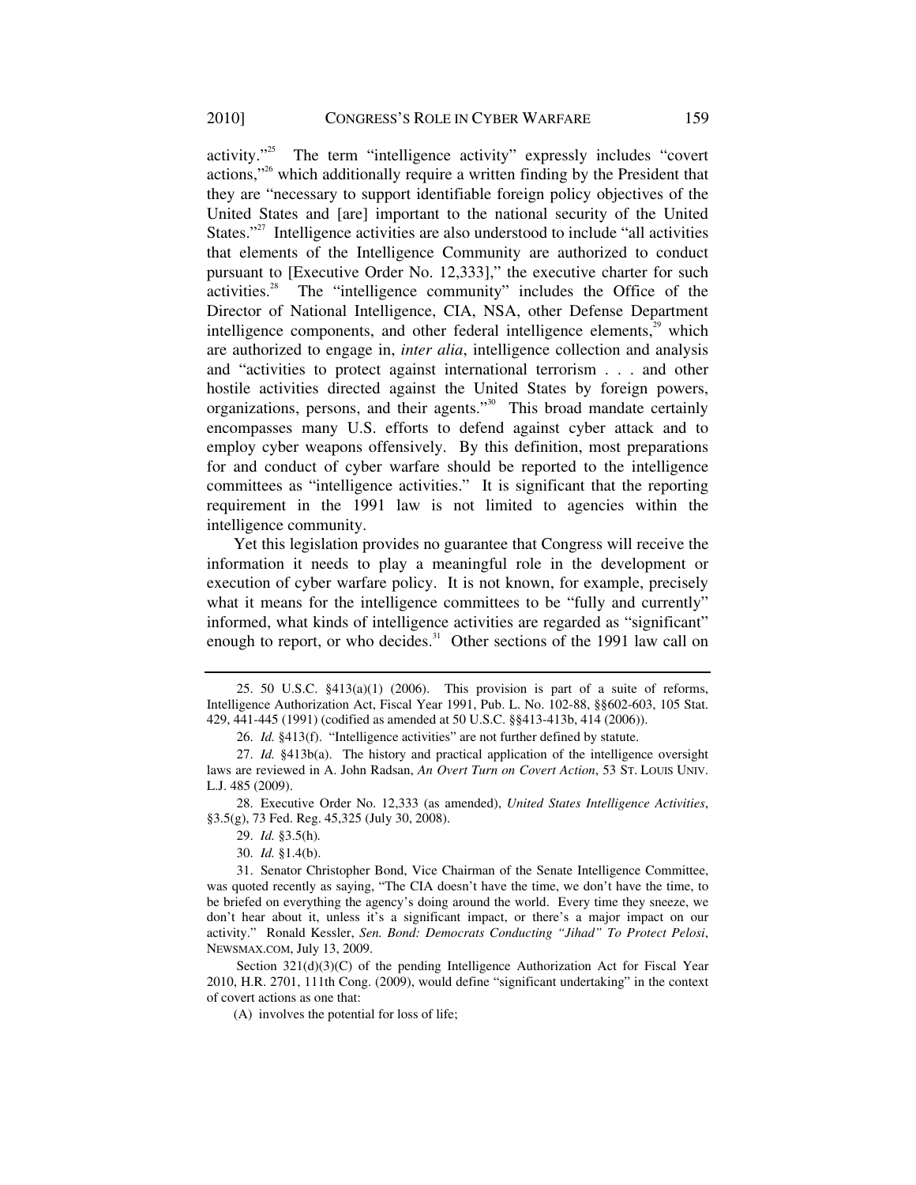activity."[25] The term "intelligence activity" expressly includes "covert actions,"[26] which additionally require a written finding by the President that they are "necessary to support identifiable foreign policy objectives of the United States and [are] important to the national security of the United States."[27] Intelligence activities are also understood to include "all activities that elements of the Intelligence Community are authorized to conduct pursuant to [Executive Order No. 12,333]," the executive charter for such activities.[28] The "intelligence community" includes the Office of the Director of National Intelligence, CIA, NSA, other Defense Department intelligence components, and other federal intelligence elements,[29] which are authorized to engage in, *inter alia*, intelligence collection and analysis and "activities to protect against international terrorism . . . and other hostile activities directed against the United States by foreign powers, organizations, persons, and their agents."[30] This broad mandate certainly encompasses many U.S. efforts to defend against cyber attack and to employ cyber weapons offensively. By this definition, most preparations for and conduct of cyber warfare should be reported to the intelligence committees as "intelligence activities." It is significant that the reporting requirement in the 1991 law is not limited to agencies within the intelligence community.

Yet this legislation provides no guarantee that Congress will receive the information it needs to play a meaningful role in the development or execution of cyber warfare policy. It is not known, for example, precisely what it means for the intelligence committees to be "fully and currently" informed, what kinds of intelligence activities are regarded as "significant" enough to report, or who decides.[31] Other sections of the 1991 law call on

---

25. 50 U.S.C. §413(a)(1) (2006). This provision is part of a suite of reforms, Intelligence Authorization Act, Fiscal Year 1991, Pub. L. No. 102-88, §§602-603, 105 Stat. 429, 441-445 (1991) (codified as amended at 50 U.S.C. §§413-413b, 414 (2006)).

26. *Id.* §413(f). "Intelligence activities" are not further defined by statute.

27. *Id.* §413b(a). The history and practical application of the intelligence oversight laws are reviewed in A. John Radsan, *An Overt Turn on Covert Action*, 53 ST. LOUIS UNIV. L.J. 485 (2009).

28. Executive Order No. 12,333 (as amended), *United States Intelligence Activities*, §3.5(g), 73 Fed. Reg. 45,325 (July 30, 2008).

29. *Id.* §3.5(h).

30. *Id.* §1.4(b).

31. Senator Christopher Bond, Vice Chairman of the Senate Intelligence Committee, was quoted recently as saying, "The CIA doesn't have the time, we don't have the time, to be briefed on everything the agency's doing around the world. Every time they sneeze, we don't hear about it, unless it's a significant impact, or there's a major impact on our activity." Ronald Kessler, *Sen. Bond: Democrats Conducting "Jihad" To Protect Pelosi*, NEWSMAX.COM, July 13, 2009.

Section 321(d)(3)(C) of the pending Intelligence Authorization Act for Fiscal Year 2010, H.R. 2701, 111th Cong. (2009), would define "significant undertaking" in the context of covert actions as one that:

(A) involves the potential for loss of life;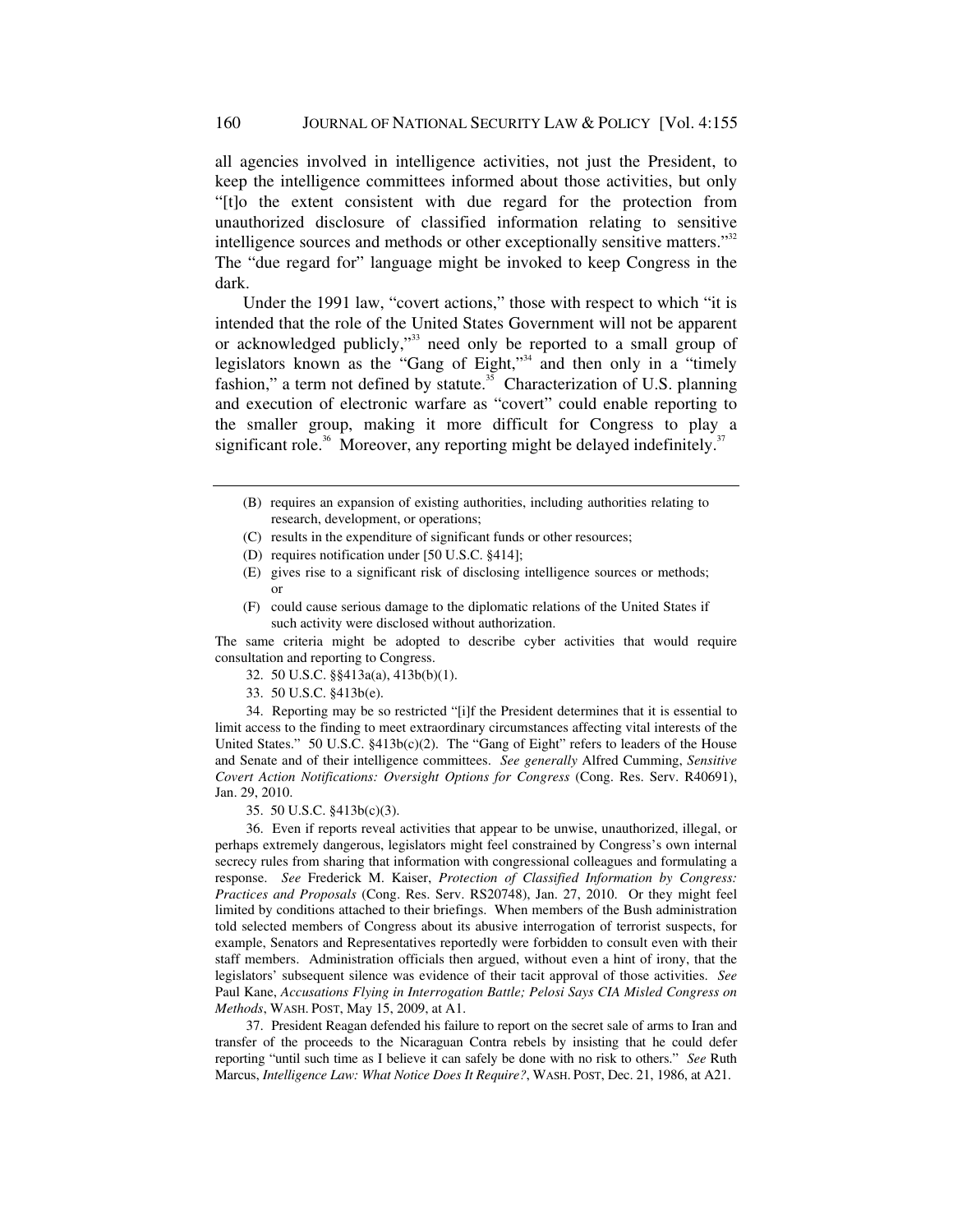all agencies involved in intelligence activities, not just the President, to keep the intelligence committees informed about those activities, but only "[t]o the extent consistent with due regard for the protection from unauthorized disclosure of classified information relating to sensitive intelligence sources and methods or other exceptionally sensitive matters."[32] The "due regard for" language might be invoked to keep Congress in the dark.

Under the 1991 law, "covert actions," those with respect to which "it is intended that the role of the United States Government will not be apparent or acknowledged publicly,"[33] need only be reported to a small group of legislators known as the "Gang of Eight,"[34] and then only in a "timely fashion," a term not defined by statute.[35] Characterization of U.S. planning and execution of electronic warfare as "covert" could enable reporting to the smaller group, making it more difficult for Congress to play a significant role.[36] Moreover, any reporting might be delayed indefinitely.[37]

---

> (B) requires an expansion of existing authorities, including authorities relating to research, development, or operations;
>
> (C) results in the expenditure of significant funds or other resources;
>
> (D) requires notification under [50 U.S.C. §414];
>
> (E) gives rise to a significant risk of disclosing intelligence sources or methods; or
>
> (F) could cause serious damage to the diplomatic relations of the United States if such activity were disclosed without authorization.

The same criteria might be adopted to describe cyber activities that would require consultation and reporting to Congress.

32. 50 U.S.C. §§413a(a), 413b(b)(1).

33. 50 U.S.C. §413b(e).

34. Reporting may be so restricted "[i]f the President determines that it is essential to limit access to the finding to meet extraordinary circumstances affecting vital interests of the United States." 50 U.S.C. §413b(c)(2). The "Gang of Eight" refers to leaders of the House and Senate and of their intelligence committees. *See generally* Alfred Cumming, *Sensitive Covert Action Notifications: Oversight Options for Congress* (Cong. Res. Serv. R40691), Jan. 29, 2010.

35. 50 U.S.C. §413b(c)(3).

36. Even if reports reveal activities that appear to be unwise, unauthorized, illegal, or perhaps extremely dangerous, legislators might feel constrained by Congress's own internal secrecy rules from sharing that information with congressional colleagues and formulating a response. *See* Frederick M. Kaiser, *Protection of Classified Information by Congress: Practices and Proposals* (Cong. Res. Serv. RS20748), Jan. 27, 2010. Or they might feel limited by conditions attached to their briefings. When members of the Bush administration told selected members of Congress about its abusive interrogation of terrorist suspects, for example, Senators and Representatives reportedly were forbidden to consult even with their staff members. Administration officials then argued, without even a hint of irony, that the legislators' subsequent silence was evidence of their tacit approval of those activities. *See* Paul Kane, *Accusations Flying in Interrogation Battle; Pelosi Says CIA Misled Congress on Methods*, WASH. POST, May 15, 2009, at A1.

37. President Reagan defended his failure to report on the secret sale of arms to Iran and transfer of the proceeds to the Nicaraguan Contra rebels by insisting that he could defer reporting "until such time as I believe it can safely be done with no risk to others." *See* Ruth Marcus, *Intelligence Law: What Notice Does It Require?*, WASH. POST, Dec. 21, 1986, at A21.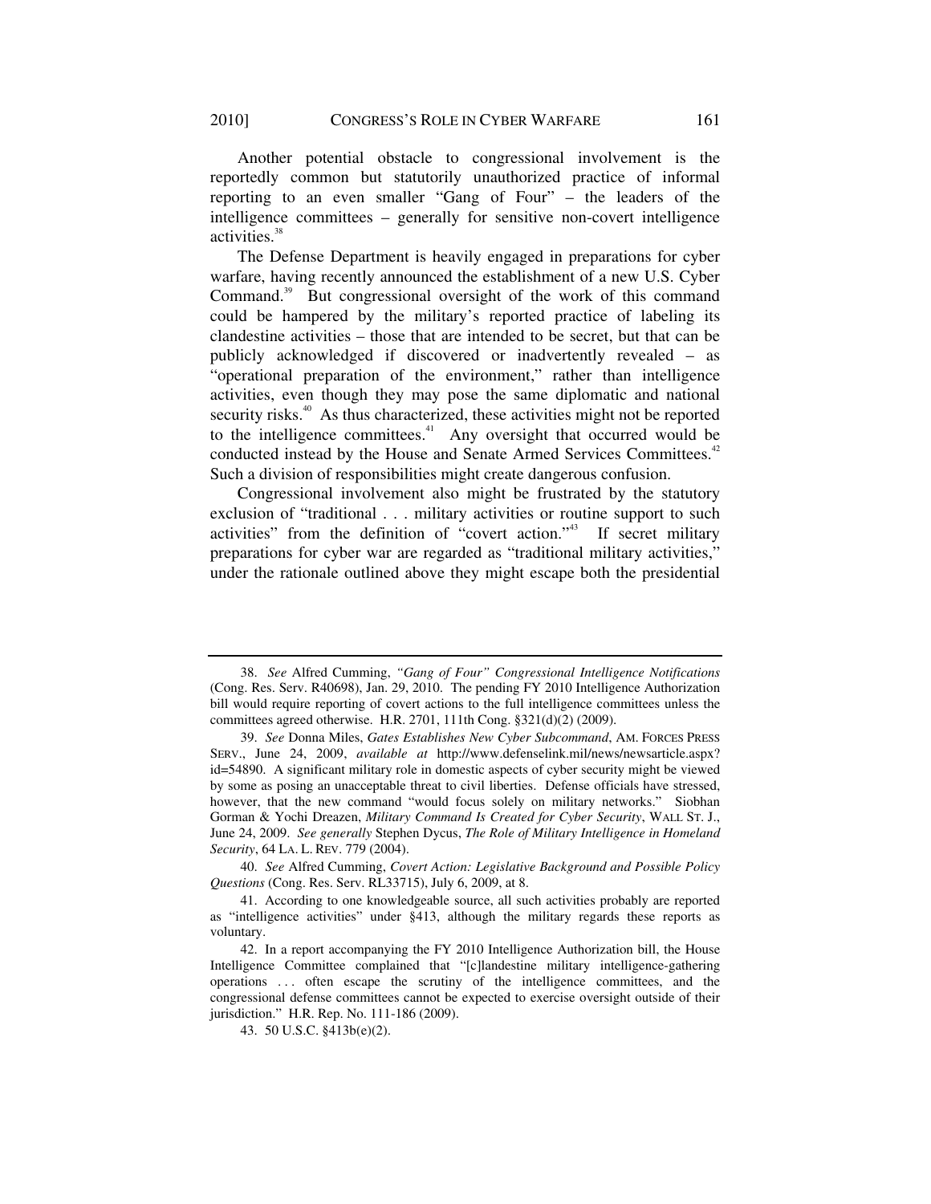Another potential obstacle to congressional involvement is the reportedly common but statutorily unauthorized practice of informal reporting to an even smaller "Gang of Four" – the leaders of the intelligence committees – generally for sensitive non-covert intelligence activities.[38]

The Defense Department is heavily engaged in preparations for cyber warfare, having recently announced the establishment of a new U.S. Cyber Command.[39] But congressional oversight of the work of this command could be hampered by the military's reported practice of labeling its clandestine activities – those that are intended to be secret, but that can be publicly acknowledged if discovered or inadvertently revealed – as "operational preparation of the environment," rather than intelligence activities, even though they may pose the same diplomatic and national security risks.[40] As thus characterized, these activities might not be reported to the intelligence committees.[41] Any oversight that occurred would be conducted instead by the House and Senate Armed Services Committees.[42] Such a division of responsibilities might create dangerous confusion.

Congressional involvement also might be frustrated by the statutory exclusion of "traditional . . . military activities or routine support to such activities" from the definition of "covert action."[43] If secret military preparations for cyber war are regarded as "traditional military activities," under the rationale outlined above they might escape both the presidential

---

38. *See* Alfred Cumming, *"Gang of Four" Congressional Intelligence Notifications* (Cong. Res. Serv. R40698), Jan. 29, 2010. The pending FY 2010 Intelligence Authorization bill would require reporting of covert actions to the full intelligence committees unless the committees agreed otherwise. H.R. 2701, 111th Cong. §321(d)(2) (2009).

39. *See* Donna Miles, *Gates Establishes New Cyber Subcommand*, AM. FORCES PRESS SERV., June 24, 2009, *available at* http://www.defenselink.mil/news/newsarticle.aspx?id=54890. A significant military role in domestic aspects of cyber security might be viewed by some as posing an unacceptable threat to civil liberties. Defense officials have stressed, however, that the new command "would focus solely on military networks." Siobhan Gorman & Yochi Dreazen, *Military Command Is Created for Cyber Security*, WALL ST. J., June 24, 2009. *See generally* Stephen Dycus, *The Role of Military Intelligence in Homeland Security*, 64 LA. L. REV. 779 (2004).

40. *See* Alfred Cumming, *Covert Action: Legislative Background and Possible Policy Questions* (Cong. Res. Serv. RL33715), July 6, 2009, at 8.

41. According to one knowledgeable source, all such activities probably are reported as "intelligence activities" under §413, although the military regards these reports as voluntary.

42. In a report accompanying the FY 2010 Intelligence Authorization bill, the House Intelligence Committee complained that "[c]landestine military intelligence-gathering operations . . . often escape the scrutiny of the intelligence committees, and the congressional defense committees cannot be expected to exercise oversight outside of their jurisdiction." H.R. Rep. No. 111-186 (2009).

43. 50 U.S.C. §413b(e)(2).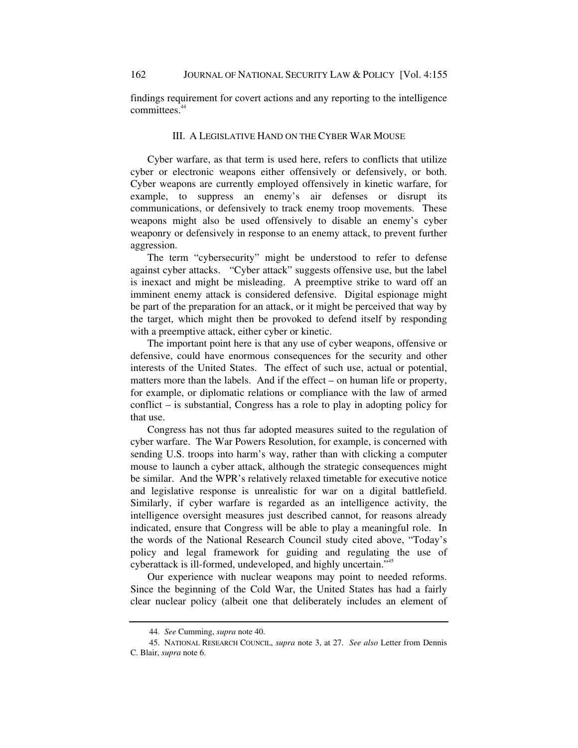findings requirement for covert actions and any reporting to the intelligence committees.[44]

## III. A LEGISLATIVE HAND ON THE CYBER WAR MOUSE

Cyber warfare, as that term is used here, refers to conflicts that utilize cyber or electronic weapons either offensively or defensively, or both. Cyber weapons are currently employed offensively in kinetic warfare, for example, to suppress an enemy's air defenses or disrupt its communications, or defensively to track enemy troop movements. These weapons might also be used offensively to disable an enemy's cyber weaponry or defensively in response to an enemy attack, to prevent further aggression.

The term "cybersecurity" might be understood to refer to defense against cyber attacks. "Cyber attack" suggests offensive use, but the label is inexact and might be misleading. A preemptive strike to ward off an imminent enemy attack is considered defensive. Digital espionage might be part of the preparation for an attack, or it might be perceived that way by the target, which might then be provoked to defend itself by responding with a preemptive attack, either cyber or kinetic.

The important point here is that any use of cyber weapons, offensive or defensive, could have enormous consequences for the security and other interests of the United States. The effect of such use, actual or potential, matters more than the labels. And if the effect – on human life or property, for example, or diplomatic relations or compliance with the law of armed conflict – is substantial, Congress has a role to play in adopting policy for that use.

Congress has not thus far adopted measures suited to the regulation of cyber warfare. The War Powers Resolution, for example, is concerned with sending U.S. troops into harm's way, rather than with clicking a computer mouse to launch a cyber attack, although the strategic consequences might be similar. And the WPR's relatively relaxed timetable for executive notice and legislative response is unrealistic for war on a digital battlefield. Similarly, if cyber warfare is regarded as an intelligence activity, the intelligence oversight measures just described cannot, for reasons already indicated, ensure that Congress will be able to play a meaningful role. In the words of the National Research Council study cited above, "Today's policy and legal framework for guiding and regulating the use of cyberattack is ill-formed, undeveloped, and highly uncertain."[45]

Our experience with nuclear weapons may point to needed reforms. Since the beginning of the Cold War, the United States has had a fairly clear nuclear policy (albeit one that deliberately includes an element of

---

44. *See* Cumming, *supra* note 40.

45. NATIONAL RESEARCH COUNCIL, *supra* note 3, at 27. *See also* Letter from Dennis C. Blair, *supra* note 6.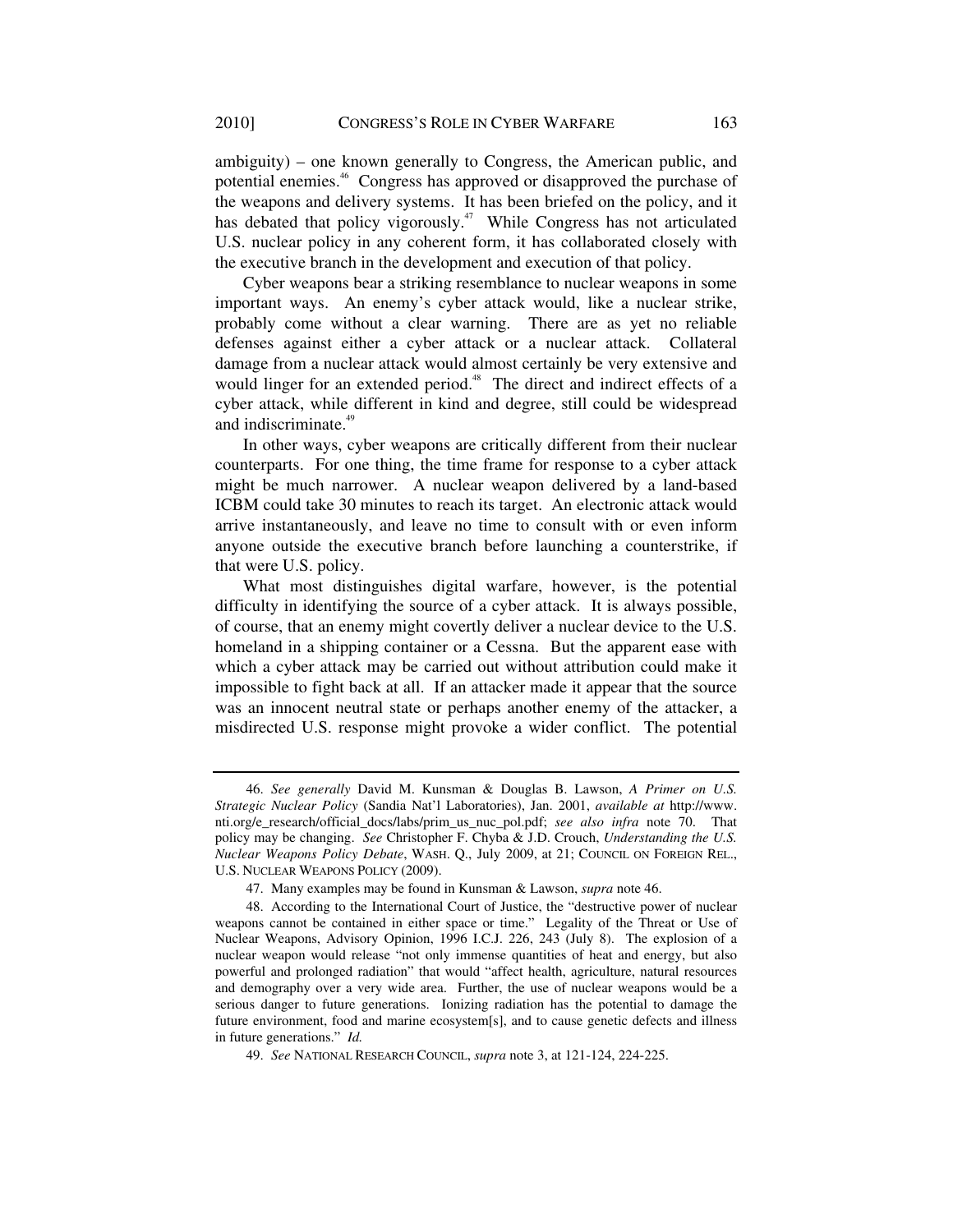ambiguity) – one known generally to Congress, the American public, and potential enemies.[46] Congress has approved or disapproved the purchase of the weapons and delivery systems. It has been briefed on the policy, and it has debated that policy vigorously.[47] While Congress has not articulated U.S. nuclear policy in any coherent form, it has collaborated closely with the executive branch in the development and execution of that policy.

Cyber weapons bear a striking resemblance to nuclear weapons in some important ways. An enemy's cyber attack would, like a nuclear strike, probably come without a clear warning. There are as yet no reliable defenses against either a cyber attack or a nuclear attack. Collateral damage from a nuclear attack would almost certainly be very extensive and would linger for an extended period.[48] The direct and indirect effects of a cyber attack, while different in kind and degree, still could be widespread and indiscriminate.[49]

In other ways, cyber weapons are critically different from their nuclear counterparts. For one thing, the time frame for response to a cyber attack might be much narrower. A nuclear weapon delivered by a land-based ICBM could take 30 minutes to reach its target. An electronic attack would arrive instantaneously, and leave no time to consult with or even inform anyone outside the executive branch before launching a counterstrike, if that were U.S. policy.

What most distinguishes digital warfare, however, is the potential difficulty in identifying the source of a cyber attack. It is always possible, of course, that an enemy might covertly deliver a nuclear device to the U.S. homeland in a shipping container or a Cessna. But the apparent ease with which a cyber attack may be carried out without attribution could make it impossible to fight back at all. If an attacker made it appear that the source was an innocent neutral state or perhaps another enemy of the attacker, a misdirected U.S. response might provoke a wider conflict. The potential

---

46. *See generally* David M. Kunsman & Douglas B. Lawson, *A Primer on U.S. Strategic Nuclear Policy* (Sandia Nat'l Laboratories), Jan. 2001, *available at* http://www.nti.org/e_research/official_docs/labs/prim_us_nuc_pol.pdf; *see also infra* note 70. That policy may be changing. *See* Christopher F. Chyba & J.D. Crouch, *Understanding the U.S. Nuclear Weapons Policy Debate*, WASH. Q., July 2009, at 21; COUNCIL ON FOREIGN REL., U.S. NUCLEAR WEAPONS POLICY (2009).

47. Many examples may be found in Kunsman & Lawson, *supra* note 46.

48. According to the International Court of Justice, the "destructive power of nuclear weapons cannot be contained in either space or time." Legality of the Threat or Use of Nuclear Weapons, Advisory Opinion, 1996 I.C.J. 226, 243 (July 8). The explosion of a nuclear weapon would release "not only immense quantities of heat and energy, but also powerful and prolonged radiation" that would "affect health, agriculture, natural resources and demography over a very wide area. Further, the use of nuclear weapons would be a serious danger to future generations. Ionizing radiation has the potential to damage the future environment, food and marine ecosystem[s], and to cause genetic defects and illness in future generations." *Id.*

49. *See* NATIONAL RESEARCH COUNCIL, *supra* note 3, at 121-124, 224-225.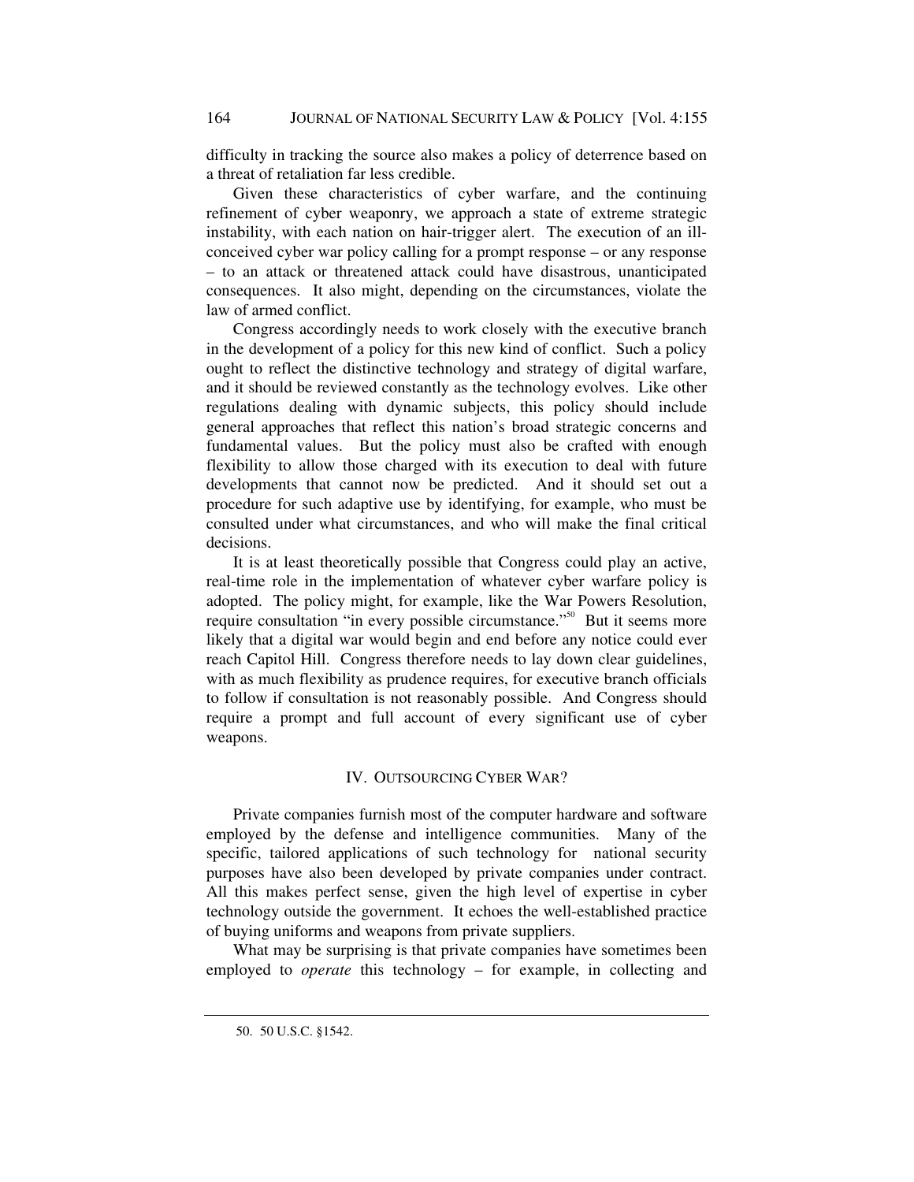difficulty in tracking the source also makes a policy of deterrence based on a threat of retaliation far less credible.

Given these characteristics of cyber warfare, and the continuing refinement of cyber weaponry, we approach a state of extreme strategic instability, with each nation on hair-trigger alert. The execution of an ill-conceived cyber war policy calling for a prompt response – or any response – to an attack or threatened attack could have disastrous, unanticipated consequences. It also might, depending on the circumstances, violate the law of armed conflict.

Congress accordingly needs to work closely with the executive branch in the development of a policy for this new kind of conflict. Such a policy ought to reflect the distinctive technology and strategy of digital warfare, and it should be reviewed constantly as the technology evolves. Like other regulations dealing with dynamic subjects, this policy should include general approaches that reflect this nation's broad strategic concerns and fundamental values. But the policy must also be crafted with enough flexibility to allow those charged with its execution to deal with future developments that cannot now be predicted. And it should set out a procedure for such adaptive use by identifying, for example, who must be consulted under what circumstances, and who will make the final critical decisions.

It is at least theoretically possible that Congress could play an active, real-time role in the implementation of whatever cyber warfare policy is adopted. The policy might, for example, like the War Powers Resolution, require consultation "in every possible circumstance."[50] But it seems more likely that a digital war would begin and end before any notice could ever reach Capitol Hill. Congress therefore needs to lay down clear guidelines, with as much flexibility as prudence requires, for executive branch officials to follow if consultation is not reasonably possible. And Congress should require a prompt and full account of every significant use of cyber weapons.

## IV. OUTSOURCING CYBER WAR?

Private companies furnish most of the computer hardware and software employed by the defense and intelligence communities. Many of the specific, tailored applications of such technology for national security purposes have also been developed by private companies under contract. All this makes perfect sense, given the high level of expertise in cyber technology outside the government. It echoes the well-established practice of buying uniforms and weapons from private suppliers.

What may be surprising is that private companies have sometimes been employed to *operate* this technology – for example, in collecting and

50. 50 U.S.C. §1542.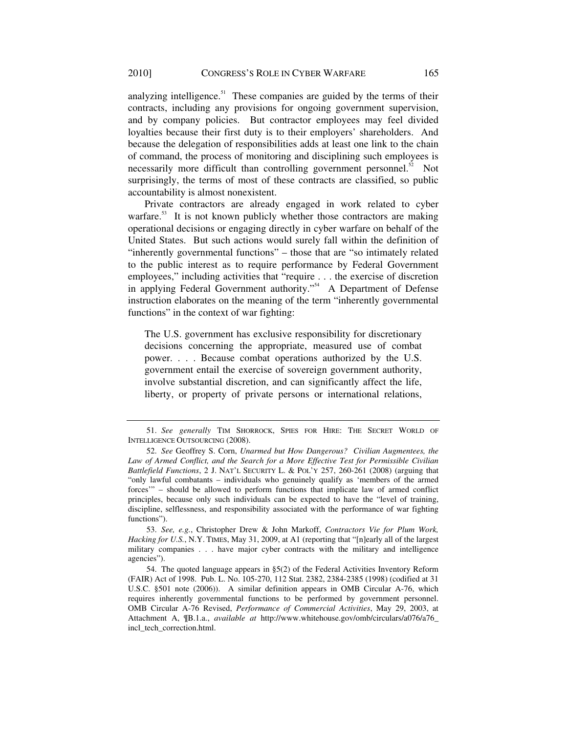analyzing intelligence.[51] These companies are guided by the terms of their contracts, including any provisions for ongoing government supervision, and by company policies. But contractor employees may feel divided loyalties because their first duty is to their employers' shareholders. And because the delegation of responsibilities adds at least one link to the chain of command, the process of monitoring and disciplining such employees is necessarily more difficult than controlling government personnel.[52] Not surprisingly, the terms of most of these contracts are classified, so public accountability is almost nonexistent.

Private contractors are already engaged in work related to cyber warfare.[53] It is not known publicly whether those contractors are making operational decisions or engaging directly in cyber warfare on behalf of the United States. But such actions would surely fall within the definition of "inherently governmental functions" – those that are "so intimately related to the public interest as to require performance by Federal Government employees," including activities that "require . . . the exercise of discretion in applying Federal Government authority."[54] A Department of Defense instruction elaborates on the meaning of the term "inherently governmental functions" in the context of war fighting:

> The U.S. government has exclusive responsibility for discretionary decisions concerning the appropriate, measured use of combat power. . . . Because combat operations authorized by the U.S. government entail the exercise of sovereign government authority, involve substantial discretion, and can significantly affect the life, liberty, or property of private persons or international relations,

---

51. *See generally* TIM SHORROCK, SPIES FOR HIRE: THE SECRET WORLD OF INTELLIGENCE OUTSOURCING (2008).

52. *See* Geoffrey S. Corn, *Unarmed but How Dangerous? Civilian Augmentees, the Law of Armed Conflict, and the Search for a More Effective Test for Permissible Civilian Battlefield Functions*, 2 J. NAT'L SECURITY L. & POL'Y 257, 260-261 (2008) (arguing that "only lawful combatants – individuals who genuinely qualify as 'members of the armed forces'" – should be allowed to perform functions that implicate law of armed conflict principles, because only such individuals can be expected to have the "level of training, discipline, selflessness, and responsibility associated with the performance of war fighting functions").

53. *See, e.g.*, Christopher Drew & John Markoff, *Contractors Vie for Plum Work, Hacking for U.S.*, N.Y. TIMES, May 31, 2009, at A1 (reporting that "[n]early all of the largest military companies . . . have major cyber contracts with the military and intelligence agencies").

54. The quoted language appears in §5(2) of the Federal Activities Inventory Reform (FAIR) Act of 1998. Pub. L. No. 105-270, 112 Stat. 2382, 2384-2385 (1998) (codified at 31 U.S.C. §501 note (2006)). A similar definition appears in OMB Circular A-76, which requires inherently governmental functions to be performed by government personnel. OMB Circular A-76 Revised, *Performance of Commercial Activities*, May 29, 2003, at Attachment A, ¶B.1.a., *available at* http://www.whitehouse.gov/omb/circulars/a076/a76_incl_tech_correction.html.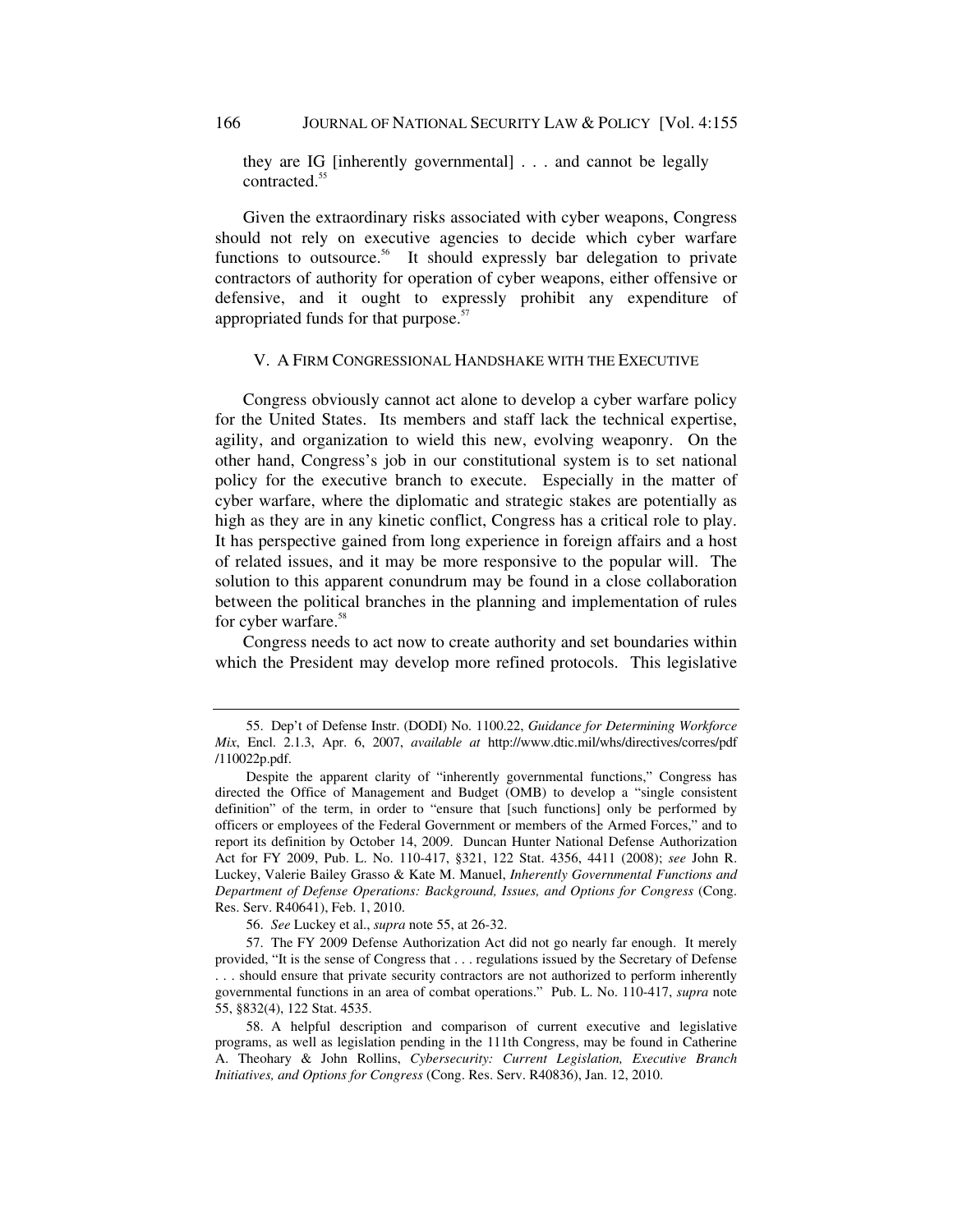they are IG [inherently governmental] . . . and cannot be legally contracted.[55]

Given the extraordinary risks associated with cyber weapons, Congress should not rely on executive agencies to decide which cyber warfare functions to outsource.[56] It should expressly bar delegation to private contractors of authority for operation of cyber weapons, either offensive or defensive, and it ought to expressly prohibit any expenditure of appropriated funds for that purpose.[57]

## V. A FIRM CONGRESSIONAL HANDSHAKE WITH THE EXECUTIVE

Congress obviously cannot act alone to develop a cyber warfare policy for the United States. Its members and staff lack the technical expertise, agility, and organization to wield this new, evolving weaponry. On the other hand, Congress's job in our constitutional system is to set national policy for the executive branch to execute. Especially in the matter of cyber warfare, where the diplomatic and strategic stakes are potentially as high as they are in any kinetic conflict, Congress has a critical role to play. It has perspective gained from long experience in foreign affairs and a host of related issues, and it may be more responsive to the popular will. The solution to this apparent conundrum may be found in a close collaboration between the political branches in the planning and implementation of rules for cyber warfare.[58]

Congress needs to act now to create authority and set boundaries within which the President may develop more refined protocols. This legislative

---

55. Dep't of Defense Instr. (DODI) No. 1100.22, *Guidance for Determining Workforce Mix*, Encl. 2.1.3, Apr. 6, 2007, *available at* http://www.dtic.mil/whs/directives/corres/pdf/110022p.pdf.

Despite the apparent clarity of "inherently governmental functions," Congress has directed the Office of Management and Budget (OMB) to develop a "single consistent definition" of the term, in order to "ensure that [such functions] only be performed by officers or employees of the Federal Government or members of the Armed Forces," and to report its definition by October 14, 2009. Duncan Hunter National Defense Authorization Act for FY 2009, Pub. L. No. 110-417, §321, 122 Stat. 4356, 4411 (2008); *see* John R. Luckey, Valerie Bailey Grasso & Kate M. Manuel, *Inherently Governmental Functions and Department of Defense Operations: Background, Issues, and Options for Congress* (Cong. Res. Serv. R40641), Feb. 1, 2010.

56. *See* Luckey et al., *supra* note 55, at 26-32.

57. The FY 2009 Defense Authorization Act did not go nearly far enough. It merely provided, "It is the sense of Congress that . . . regulations issued by the Secretary of Defense . . . should ensure that private security contractors are not authorized to perform inherently governmental functions in an area of combat operations." Pub. L. No. 110-417, *supra* note 55, §832(4), 122 Stat. 4535.

58. A helpful description and comparison of current executive and legislative programs, as well as legislation pending in the 111th Congress, may be found in Catherine A. Theohary & John Rollins, *Cybersecurity: Current Legislation, Executive Branch Initiatives, and Options for Congress* (Cong. Res. Serv. R40836), Jan. 12, 2010.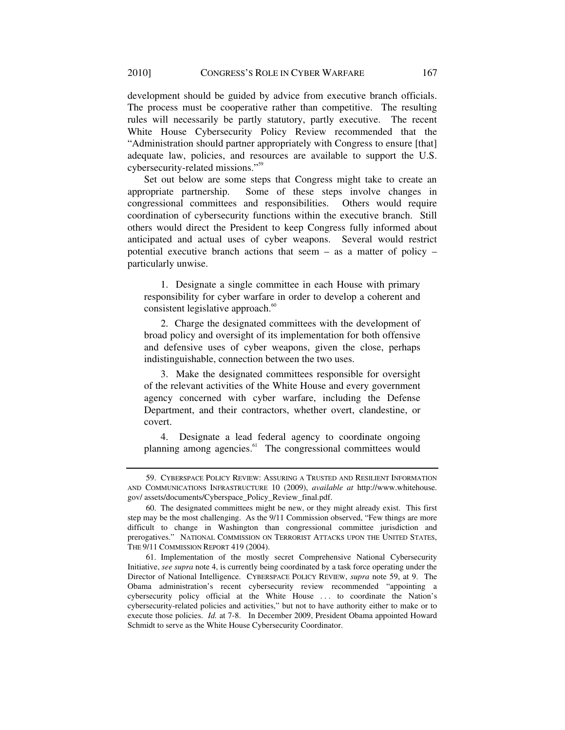development should be guided by advice from executive branch officials. The process must be cooperative rather than competitive. The resulting rules will necessarily be partly statutory, partly executive. The recent White House Cybersecurity Policy Review recommended that the "Administration should partner appropriately with Congress to ensure [that] adequate law, policies, and resources are available to support the U.S. cybersecurity-related missions."[59]

Set out below are some steps that Congress might take to create an appropriate partnership. Some of these steps involve changes in congressional committees and responsibilities. Others would require coordination of cybersecurity functions within the executive branch. Still others would direct the President to keep Congress fully informed about anticipated and actual uses of cyber weapons. Several would restrict potential executive branch actions that seem – as a matter of policy – particularly unwise.

> 1. Designate a single committee in each House with primary responsibility for cyber warfare in order to develop a coherent and consistent legislative approach.[60]
>
> 2. Charge the designated committees with the development of broad policy and oversight of its implementation for both offensive and defensive uses of cyber weapons, given the close, perhaps indistinguishable, connection between the two uses.
>
> 3. Make the designated committees responsible for oversight of the relevant activities of the White House and every government agency concerned with cyber warfare, including the Defense Department, and their contractors, whether overt, clandestine, or covert.
>
> 4. Designate a lead federal agency to coordinate ongoing planning among agencies.[61] The congressional committees would

---

59. CYBERSPACE POLICY REVIEW: ASSURING A TRUSTED AND RESILIENT INFORMATION AND COMMUNICATIONS INFRASTRUCTURE 10 (2009), *available at* http://www.whitehouse.gov/ assets/documents/Cyberspace_Policy_Review_final.pdf.

60. The designated committees might be new, or they might already exist. This first step may be the most challenging. As the 9/11 Commission observed, "Few things are more difficult to change in Washington than congressional committee jurisdiction and prerogatives." NATIONAL COMMISSION ON TERRORIST ATTACKS UPON THE UNITED STATES, THE 9/11 COMMISSION REPORT 419 (2004).

61. Implementation of the mostly secret Comprehensive National Cybersecurity Initiative, *see supra* note 4, is currently being coordinated by a task force operating under the Director of National Intelligence. CYBERSPACE POLICY REVIEW, *supra* note 59, at 9. The Obama administration's recent cybersecurity review recommended "appointing a cybersecurity policy official at the White House . . . to coordinate the Nation's cybersecurity-related policies and activities," but not to have authority either to make or to execute those policies. *Id.* at 7-8. In December 2009, President Obama appointed Howard Schmidt to serve as the White House Cybersecurity Coordinator.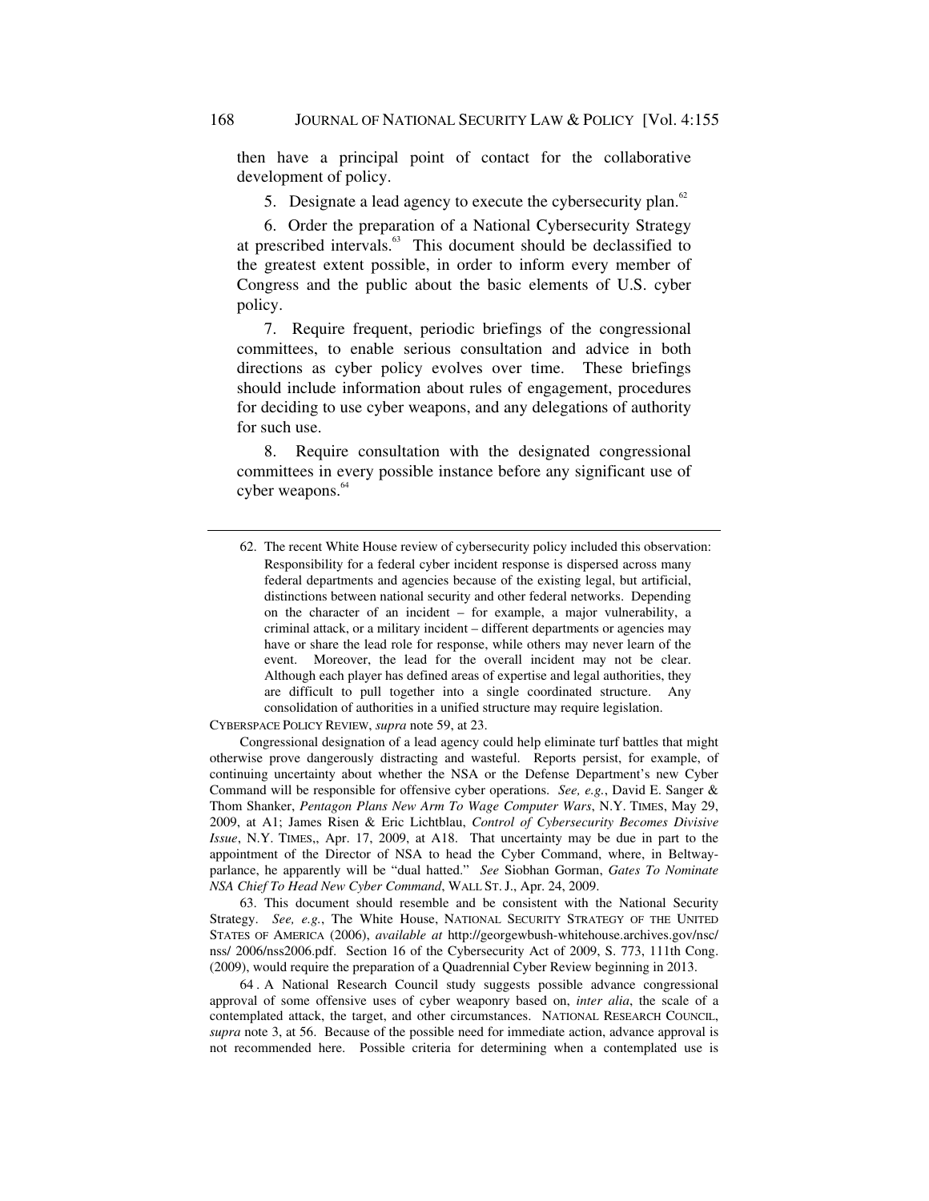then have a principal point of contact for the collaborative development of policy.

5. Designate a lead agency to execute the cybersecurity plan.[62]

6. Order the preparation of a National Cybersecurity Strategy at prescribed intervals.[63] This document should be declassified to the greatest extent possible, in order to inform every member of Congress and the public about the basic elements of U.S. cyber policy.

7. Require frequent, periodic briefings of the congressional committees, to enable serious consultation and advice in both directions as cyber policy evolves over time. These briefings should include information about rules of engagement, procedures for deciding to use cyber weapons, and any delegations of authority for such use.

8. Require consultation with the designated congressional committees in every possible instance before any significant use of cyber weapons.[64]

---

62. The recent White House review of cybersecurity policy included this observation:

> Responsibility for a federal cyber incident response is dispersed across many federal departments and agencies because of the existing legal, but artificial, distinctions between national security and other federal networks. Depending on the character of an incident – for example, a major vulnerability, a criminal attack, or a military incident – different departments or agencies may have or share the lead role for response, while others may never learn of the event. Moreover, the lead for the overall incident may not be clear. Although each player has defined areas of expertise and legal authorities, they are difficult to pull together into a single coordinated structure. Any consolidation of authorities in a unified structure may require legislation.

CYBERSPACE POLICY REVIEW, *supra* note 59, at 23.

Congressional designation of a lead agency could help eliminate turf battles that might otherwise prove dangerously distracting and wasteful. Reports persist, for example, of continuing uncertainty about whether the NSA or the Defense Department's new Cyber Command will be responsible for offensive cyber operations. *See, e.g.*, David E. Sanger & Thom Shanker, *Pentagon Plans New Arm To Wage Computer Wars*, N.Y. TIMES, May 29, 2009, at A1; James Risen & Eric Lichtblau, *Control of Cybersecurity Becomes Divisive Issue*, N.Y. TIMES,, Apr. 17, 2009, at A18. That uncertainty may be due in part to the appointment of the Director of NSA to head the Cyber Command, where, in Beltway-parlance, he apparently will be "dual hatted." *See* Siobhan Gorman, *Gates To Nominate NSA Chief To Head New Cyber Command*, WALL ST. J., Apr. 24, 2009.

63. This document should resemble and be consistent with the National Security Strategy. *See, e.g.*, The White House, NATIONAL SECURITY STRATEGY OF THE UNITED STATES OF AMERICA (2006), *available at* http://georgewbush-whitehouse.archives.gov/nsc/nss/ 2006/nss2006.pdf. Section 16 of the Cybersecurity Act of 2009, S. 773, 111th Cong. (2009), would require the preparation of a Quadrennial Cyber Review beginning in 2013.

64 . A National Research Council study suggests possible advance congressional approval of some offensive uses of cyber weaponry based on, *inter alia*, the scale of a contemplated attack, the target, and other circumstances. NATIONAL RESEARCH COUNCIL, *supra* note 3, at 56. Because of the possible need for immediate action, advance approval is not recommended here. Possible criteria for determining when a contemplated use is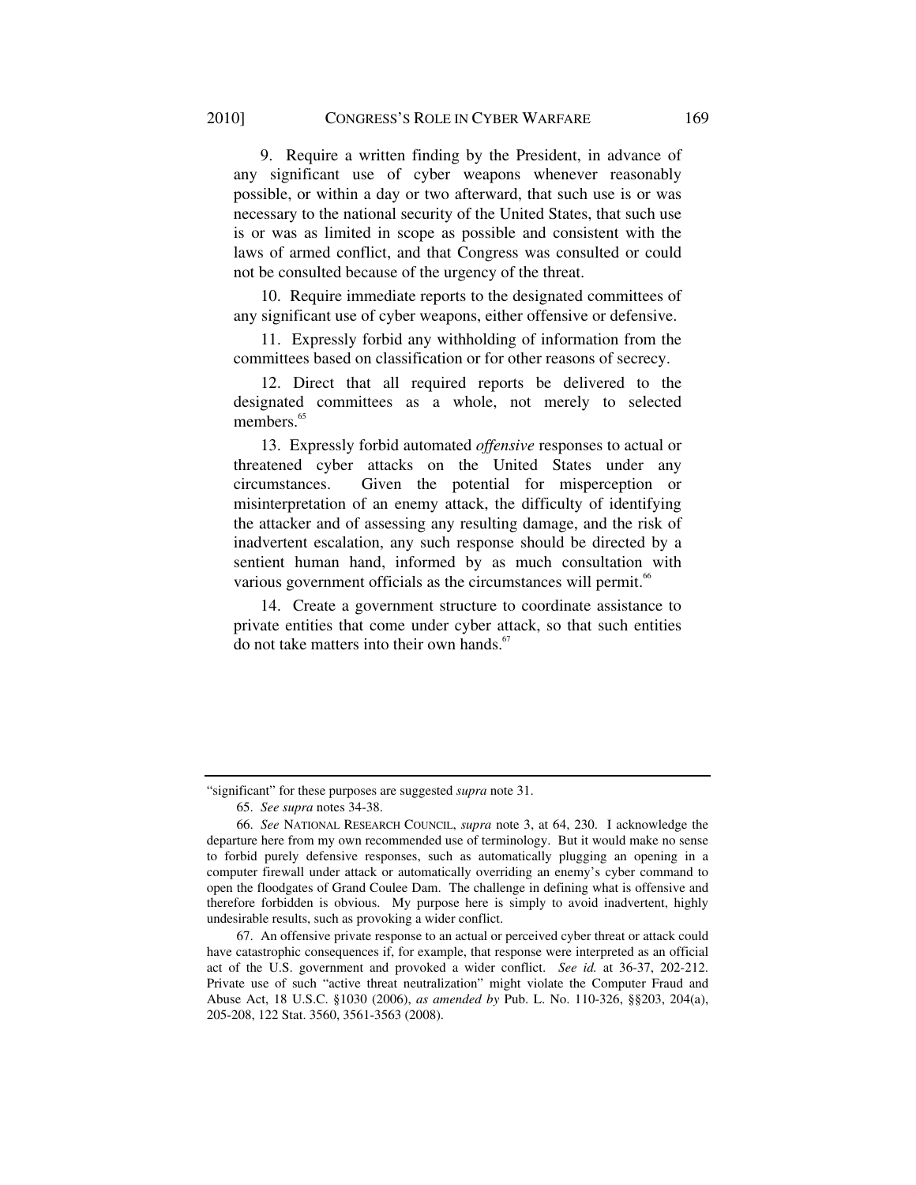9. Require a written finding by the President, in advance of any significant use of cyber weapons whenever reasonably possible, or within a day or two afterward, that such use is or was necessary to the national security of the United States, that such use is or was as limited in scope as possible and consistent with the laws of armed conflict, and that Congress was consulted or could not be consulted because of the urgency of the threat.

10. Require immediate reports to the designated committees of any significant use of cyber weapons, either offensive or defensive.

11. Expressly forbid any withholding of information from the committees based on classification or for other reasons of secrecy.

12. Direct that all required reports be delivered to the designated committees as a whole, not merely to selected members.[65]

13. Expressly forbid automated *offensive* responses to actual or threatened cyber attacks on the United States under any circumstances. Given the potential for misperception or misinterpretation of an enemy attack, the difficulty of identifying the attacker and of assessing any resulting damage, and the risk of inadvertent escalation, any such response should be directed by a sentient human hand, informed by as much consultation with various government officials as the circumstances will permit.[66]

14. Create a government structure to coordinate assistance to private entities that come under cyber attack, so that such entities do not take matters into their own hands.[67]

---

"significant" for these purposes are suggested *supra* note 31.

65. *See supra* notes 34-38.

66. *See* NATIONAL RESEARCH COUNCIL, *supra* note 3, at 64, 230. I acknowledge the departure here from my own recommended use of terminology. But it would make no sense to forbid purely defensive responses, such as automatically plugging an opening in a computer firewall under attack or automatically overriding an enemy's cyber command to open the floodgates of Grand Coulee Dam. The challenge in defining what is offensive and therefore forbidden is obvious. My purpose here is simply to avoid inadvertent, highly undesirable results, such as provoking a wider conflict.

67. An offensive private response to an actual or perceived cyber threat or attack could have catastrophic consequences if, for example, that response were interpreted as an official act of the U.S. government and provoked a wider conflict. *See id.* at 36-37, 202-212. Private use of such "active threat neutralization" might violate the Computer Fraud and Abuse Act, 18 U.S.C. §1030 (2006), *as amended by* Pub. L. No. 110-326, §§203, 204(a), 205-208, 122 Stat. 3560, 3561-3563 (2008).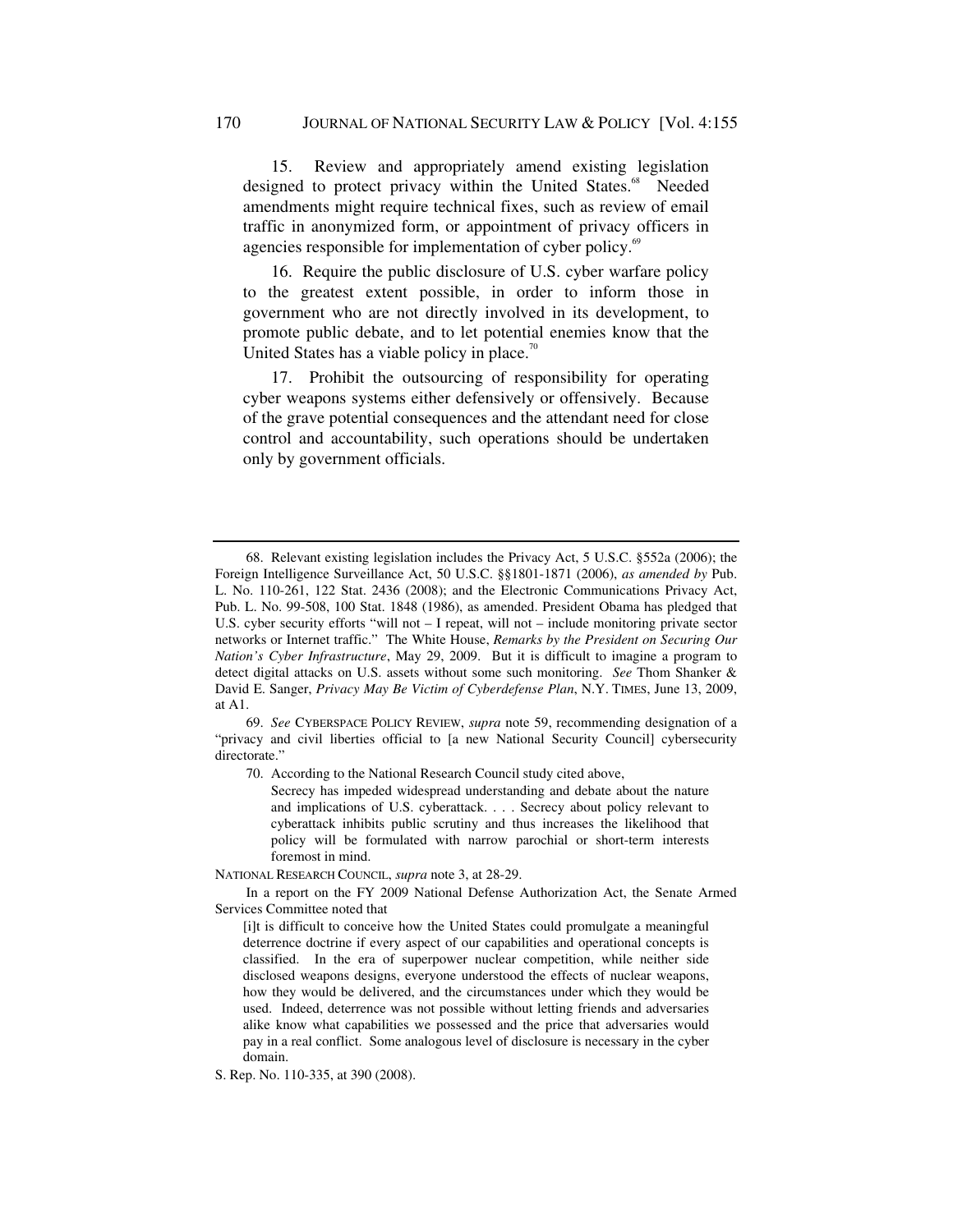15. Review and appropriately amend existing legislation designed to protect privacy within the United States.[68] Needed amendments might require technical fixes, such as review of email traffic in anonymized form, or appointment of privacy officers in agencies responsible for implementation of cyber policy.[69]

16. Require the public disclosure of U.S. cyber warfare policy to the greatest extent possible, in order to inform those in government who are not directly involved in its development, to promote public debate, and to let potential enemies know that the United States has a viable policy in place.[70]

17. Prohibit the outsourcing of responsibility for operating cyber weapons systems either defensively or offensively. Because of the grave potential consequences and the attendant need for close control and accountability, such operations should be undertaken only by government officials.

---

68. Relevant existing legislation includes the Privacy Act, 5 U.S.C. §552a (2006); the Foreign Intelligence Surveillance Act, 50 U.S.C. §§1801-1871 (2006), *as amended by* Pub. L. No. 110-261, 122 Stat. 2436 (2008); and the Electronic Communications Privacy Act, Pub. L. No. 99-508, 100 Stat. 1848 (1986), as amended. President Obama has pledged that U.S. cyber security efforts "will not – I repeat, will not – include monitoring private sector networks or Internet traffic." The White House, *Remarks by the President on Securing Our Nation's Cyber Infrastructure*, May 29, 2009. But it is difficult to imagine a program to detect digital attacks on U.S. assets without some such monitoring. *See* Thom Shanker & David E. Sanger, *Privacy May Be Victim of Cyberdefense Plan*, N.Y. TIMES, June 13, 2009, at A1.

69. *See* CYBERSPACE POLICY REVIEW, *supra* note 59, recommending designation of a "privacy and civil liberties official to [a new National Security Council] cybersecurity directorate."

70. According to the National Research Council study cited above,

> Secrecy has impeded widespread understanding and debate about the nature and implications of U.S. cyberattack. . . . Secrecy about policy relevant to cyberattack inhibits public scrutiny and thus increases the likelihood that policy will be formulated with narrow parochial or short-term interests foremost in mind.

NATIONAL RESEARCH COUNCIL, *supra* note 3, at 28-29.

In a report on the FY 2009 National Defense Authorization Act, the Senate Armed Services Committee noted that

> [i]t is difficult to conceive how the United States could promulgate a meaningful deterrence doctrine if every aspect of our capabilities and operational concepts is classified. In the era of superpower nuclear competition, while neither side disclosed weapons designs, everyone understood the effects of nuclear weapons, how they would be delivered, and the circumstances under which they would be used. Indeed, deterrence was not possible without letting friends and adversaries alike know what capabilities we possessed and the price that adversaries would pay in a real conflict. Some analogous level of disclosure is necessary in the cyber domain.

S. Rep. No. 110-335, at 390 (2008).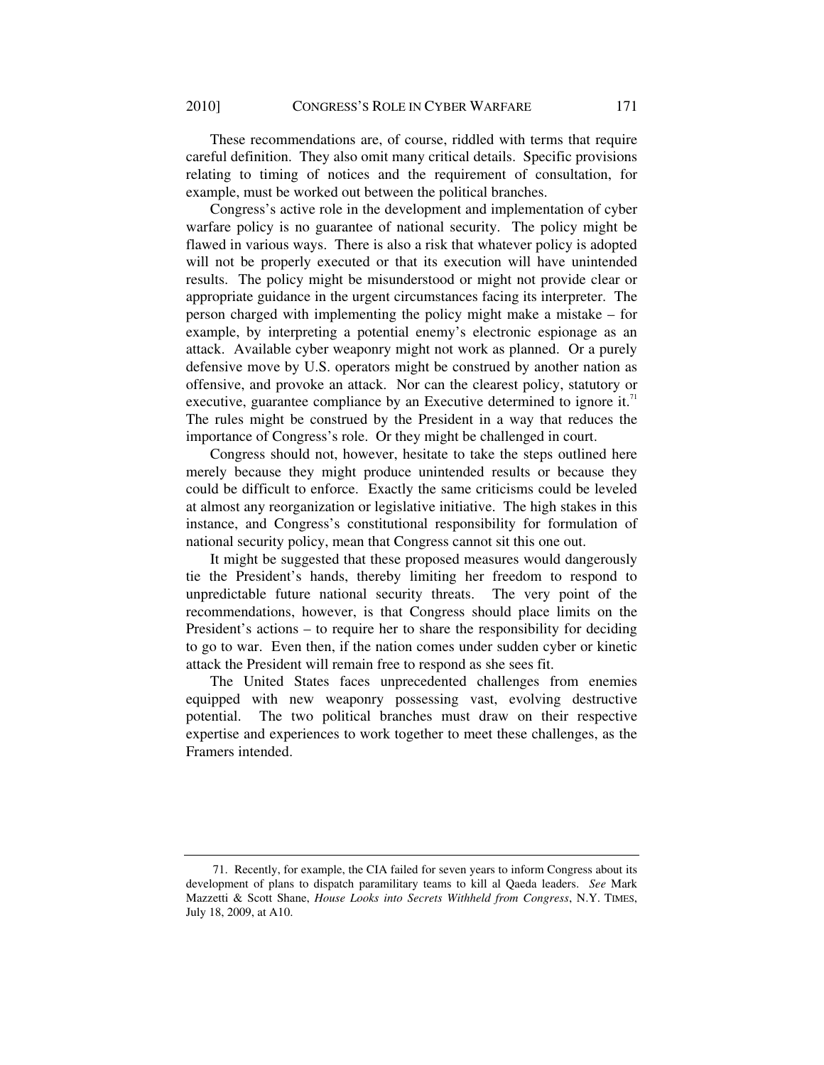These recommendations are, of course, riddled with terms that require careful definition. They also omit many critical details. Specific provisions relating to timing of notices and the requirement of consultation, for example, must be worked out between the political branches.

Congress's active role in the development and implementation of cyber warfare policy is no guarantee of national security. The policy might be flawed in various ways. There is also a risk that whatever policy is adopted will not be properly executed or that its execution will have unintended results. The policy might be misunderstood or might not provide clear or appropriate guidance in the urgent circumstances facing its interpreter. The person charged with implementing the policy might make a mistake – for example, by interpreting a potential enemy's electronic espionage as an attack. Available cyber weaponry might not work as planned. Or a purely defensive move by U.S. operators might be construed by another nation as offensive, and provoke an attack. Nor can the clearest policy, statutory or executive, guarantee compliance by an Executive determined to ignore it.[71] The rules might be construed by the President in a way that reduces the importance of Congress's role. Or they might be challenged in court.

Congress should not, however, hesitate to take the steps outlined here merely because they might produce unintended results or because they could be difficult to enforce. Exactly the same criticisms could be leveled at almost any reorganization or legislative initiative. The high stakes in this instance, and Congress's constitutional responsibility for formulation of national security policy, mean that Congress cannot sit this one out.

It might be suggested that these proposed measures would dangerously tie the President's hands, thereby limiting her freedom to respond to unpredictable future national security threats. The very point of the recommendations, however, is that Congress should place limits on the President's actions – to require her to share the responsibility for deciding to go to war. Even then, if the nation comes under sudden cyber or kinetic attack the President will remain free to respond as she sees fit.

The United States faces unprecedented challenges from enemies equipped with new weaponry possessing vast, evolving destructive potential. The two political branches must draw on their respective expertise and experiences to work together to meet these challenges, as the Framers intended.

---

71. Recently, for example, the CIA failed for seven years to inform Congress about its development of plans to dispatch paramilitary teams to kill al Qaeda leaders. *See* Mark Mazzetti & Scott Shane, *House Looks into Secrets Withheld from Congress*, N.Y. TIMES, July 18, 2009, at A10.